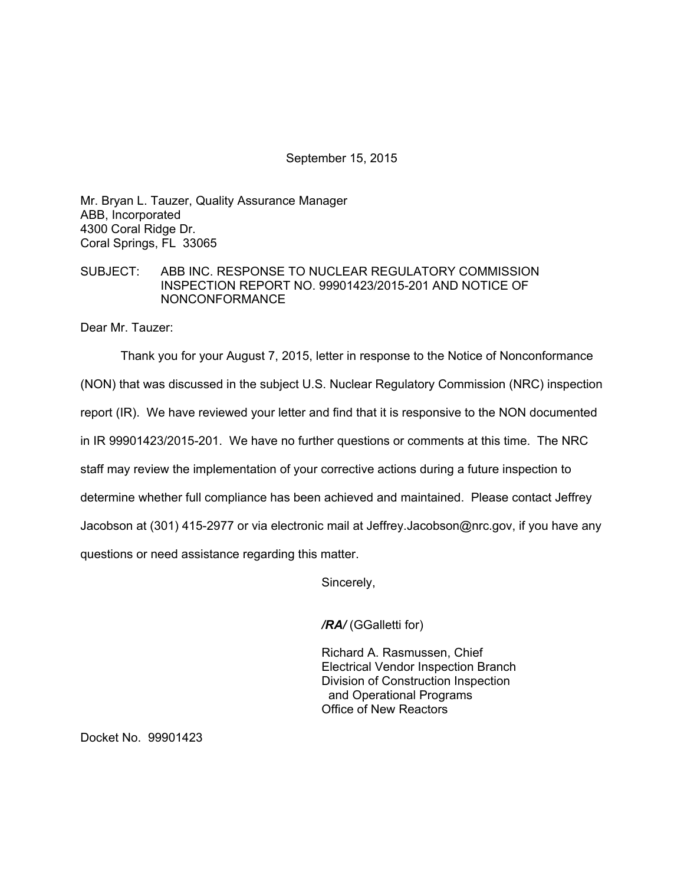September 15, 2015

Mr. Bryan L. Tauzer, Quality Assurance Manager
ABB, Incorporated
4300 Coral Ridge Dr.
Coral Springs, FL 33065

SUBJECT: ABB INC. RESPONSE TO NUCLEAR REGULATORY COMMISSION INSPECTION REPORT NO. 99901423/2015-201 AND NOTICE OF NONCONFORMANCE

Dear Mr. Tauzer:

Thank you for your August 7, 2015, letter in response to the Notice of Nonconformance (NON) that was discussed in the subject U.S. Nuclear Regulatory Commission (NRC) inspection report (IR). We have reviewed your letter and find that it is responsive to the NON documented in IR 99901423/2015-201. We have no further questions or comments at this time. The NRC staff may review the implementation of your corrective actions during a future inspection to determine whether full compliance has been achieved and maintained. Please contact Jeffrey Jacobson at (301) 415-2977 or via electronic mail at Jeffrey.Jacobson@nrc.gov, if you have any questions or need assistance regarding this matter.

Sincerely,

***/RA/*** (GGalletti for)

Richard A. Rasmussen, Chief
Electrical Vendor Inspection Branch
Division of Construction Inspection
and Operational Programs
Office of New Reactors

Docket No. 99901423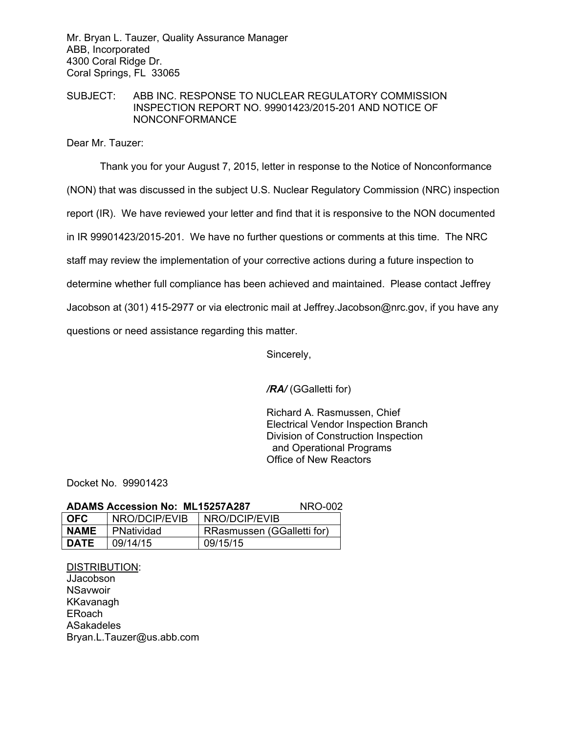Mr. Bryan L. Tauzer, Quality Assurance Manager
ABB, Incorporated
4300 Coral Ridge Dr.
Coral Springs, FL 33065

SUBJECT: ABB INC. RESPONSE TO NUCLEAR REGULATORY COMMISSION INSPECTION REPORT NO. 99901423/2015-201 AND NOTICE OF NONCONFORMANCE

Dear Mr. Tauzer:

Thank you for your August 7, 2015, letter in response to the Notice of Nonconformance (NON) that was discussed in the subject U.S. Nuclear Regulatory Commission (NRC) inspection report (IR). We have reviewed your letter and find that it is responsive to the NON documented in IR 99901423/2015-201. We have no further questions or comments at this time. The NRC staff may review the implementation of your corrective actions during a future inspection to determine whether full compliance has been achieved and maintained. Please contact Jeffrey Jacobson at (301) 415-2977 or via electronic mail at Jeffrey.Jacobson@nrc.gov, if you have any questions or need assistance regarding this matter.

Sincerely,

***/RA/*** (GGalletti for)

Richard A. Rasmussen, Chief
Electrical Vendor Inspection Branch
Division of Construction Inspection
and Operational Programs
Office of New Reactors

Docket No. 99901423

**ADAMS Accession No: ML15257A287** NRO-002

| | | |
|---|---|---|
| **OFC** | NRO/DCIP/EVIB | NRO/DCIP/EVIB |
| **NAME** | PNatividad | RRasmussen (GGalletti for) |
| **DATE** | 09/14/15 | 09/15/15 |

DISTRIBUTION:
JJacobson
NSavwoir
KKavanagh
ERoach
ASakadeles
Bryan.L.Tauzer@us.abb.com